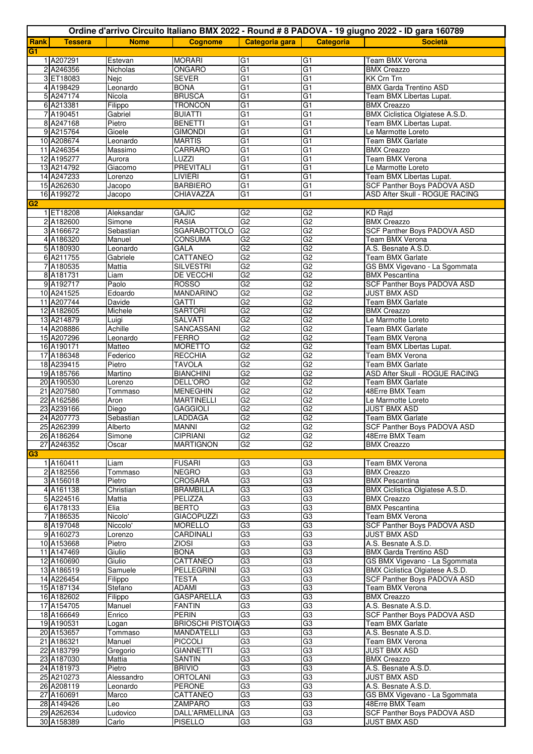# Ordine d'arrivo Circuito Italiano BMX 2022 - Round # 8 PADOVA - 19 giugno 2022 - ID gara 160789

| Rank | Tessera | Nome | Cognome | Categoria gara | Categoria | Società |
|---|---|---|---|---|---|---|
| **G1** | | | | | | |
| 1 | A207291 | Estevan | MORARI | G1 | G1 | Team BMX Verona |
| 2 | A246356 | Nicholas | ONGARO | G1 | G1 | BMX Creazzo |
| 3 | ET18083 | Nejc | SEVER | G1 | G1 | KK Crn Trn |
| 4 | A198429 | Leonardo | BONA | G1 | G1 | BMX Garda Trentino ASD |
| 5 | A247174 | Nicola | BRUSCA | G1 | G1 | Team BMX Libertas Lupat. |
| 6 | A213381 | Filippo | TRONCON | G1 | G1 | BMX Creazzo |
| 7 | A190451 | Gabriel | BUIATTI | G1 | G1 | BMX Ciclistica Olgiatese A.S.D. |
| 8 | A247168 | Pietro | BENETTI | G1 | G1 | Team BMX Libertas Lupat. |
| 9 | A215764 | Gioele | GIMONDI | G1 | G1 | Le Marmotte Loreto |
| 10 | A208674 | Leonardo | MARTIS | G1 | G1 | Team BMX Garlate |
| 11 | A246354 | Massimo | CARRARO | G1 | G1 | BMX Creazzo |
| 12 | A195277 | Aurora | LUZZI | G1 | G1 | Team BMX Verona |
| 13 | A214792 | Giacomo | PREVITALI | G1 | G1 | Le Marmotte Loreto |
| 14 | A247233 | Lorenzo | LIVIERI | G1 | G1 | Team BMX Libertas Lupat. |
| 15 | A262630 | Jacopo | BARBIERO | G1 | G1 | SCF Panther Boys PADOVA ASD |
| 16 | A199272 | Jacopo | CHIAVAZZA | G1 | G1 | ASD After Skull - ROGUE RACING |
| **G2** | | | | | | |
| 1 | ET18208 | Aleksandar | GAJIC | G2 | G2 | KD Rajd |
| 2 | A182600 | Simone | RASIA | G2 | G2 | BMX Creazzo |
| 3 | A166672 | Sebastian | SGARABOTTOLO | G2 | G2 | SCF Panther Boys PADOVA ASD |
| 4 | A186320 | Manuel | CONSUMA | G2 | G2 | Team BMX Verona |
| 5 | A180930 | Leonardo | GALA | G2 | G2 | A.S. Besnate A.S.D. |
| 6 | A211755 | Gabriele | CATTANEO | G2 | G2 | Team BMX Garlate |
| 7 | A180535 | Mattia | SILVESTRI | G2 | G2 | GS BMX Vigevano - La Sgommata |
| 8 | A181731 | Liam | DE VECCHI | G2 | G2 | BMX Pescantina |
| 9 | A192717 | Paolo | ROSSO | G2 | G2 | SCF Panther Boys PADOVA ASD |
| 10 | A241525 | Edoardo | MANDARINO | G2 | G2 | JUST BMX ASD |
| 11 | A207744 | Davide | GATTI | G2 | G2 | Team BMX Garlate |
| 12 | A182605 | Michele | SARTORI | G2 | G2 | BMX Creazzo |
| 13 | A214879 | Luigi | SALVATI | G2 | G2 | Le Marmotte Loreto |
| 14 | A208886 | Achille | SANCASSANI | G2 | G2 | Team BMX Garlate |
| 15 | A207296 | Leonardo | FERRO | G2 | G2 | Team BMX Verona |
| 16 | A190171 | Matteo | MORETTO | G2 | G2 | Team BMX Libertas Lupat. |
| 17 | A186348 | Federico | RECCHIA | G2 | G2 | Team BMX Verona |
| 18 | A239415 | Pietro | TAVOLA | G2 | G2 | Team BMX Garlate |
| 19 | A185766 | Martino | BIANCHINI | G2 | G2 | ASD After Skull - ROGUE RACING |
| 20 | A190530 | Lorenzo | DELL'ORO | G2 | G2 | Team BMX Garlate |
| 21 | A207580 | Tommaso | MENEGHIN | G2 | G2 | 48Erre BMX Team |
| 22 | A162586 | Aron | MARTINELLI | G2 | G2 | Le Marmotte Loreto |
| 23 | A239166 | Diego | GAGGIOLI | G2 | G2 | JUST BMX ASD |
| 24 | A207773 | Sebastian | LADDAGA | G2 | G2 | Team BMX Garlate |
| 25 | A262399 | Alberto | MANNI | G2 | G2 | SCF Panther Boys PADOVA ASD |
| 26 | A186264 | Simone | CIPRIANI | G2 | G2 | 48Erre BMX Team |
| 27 | A246352 | Oscar | MARTIGNON | G2 | G2 | BMX Creazzo |
| **G3** | | | | | | |
| 1 | A160411 | Liam | FUSARI | G3 | G3 | Team BMX Verona |
| 2 | A182556 | Tommaso | NEGRO | G3 | G3 | BMX Creazzo |
| 3 | A156018 | Pietro | CROSARA | G3 | G3 | BMX Pescantina |
| 4 | A161138 | Christian | BRAMBILLA | G3 | G3 | BMX Ciclistica Olgiatese A.S.D. |
| 5 | A224516 | Mattia | PELIZZA | G3 | G3 | BMX Creazzo |
| 6 | A178133 | Elia | BERTO | G3 | G3 | BMX Pescantina |
| 7 | A186535 | Nicolo' | GIACOPUZZI | G3 | G3 | Team BMX Verona |
| 8 | A197048 | Niccolo' | MORELLO | G3 | G3 | SCF Panther Boys PADOVA ASD |
| 9 | A160273 | Lorenzo | CARDINALI | G3 | G3 | JUST BMX ASD |
| 10 | A153668 | Pietro | ZIOSI | G3 | G3 | A.S. Besnate A.S.D. |
| 11 | A147469 | Giulio | BONA | G3 | G3 | BMX Garda Trentino ASD |
| 12 | A160690 | Giulio | CATTANEO | G3 | G3 | GS BMX Vigevano - La Sgommata |
| 13 | A186519 | Samuele | PELLEGRINI | G3 | G3 | BMX Ciclistica Olgiatese A.S.D. |
| 14 | A226454 | Filippo | TESTA | G3 | G3 | SCF Panther Boys PADOVA ASD |
| 15 | A187134 | Stefano | ADAMI | G3 | G3 | Team BMX Verona |
| 16 | A182602 | Filippo | GASPARELLA | G3 | G3 | BMX Creazzo |
| 17 | A154705 | Manuel | FANTIN | G3 | G3 | A.S. Besnate A.S.D. |
| 18 | A166649 | Enrico | PERIN | G3 | G3 | SCF Panther Boys PADOVA ASD |
| 19 | A190531 | Logan | BRIOSCHI PISTOIA | G3 | G3 | Team BMX Garlate |
| 20 | A153657 | Tommaso | MANDATELLI | G3 | G3 | A.S. Besnate A.S.D. |
| 21 | A186321 | Manuel | PICCOLI | G3 | G3 | Team BMX Verona |
| 22 | A183799 | Gregorio | GIANNETTI | G3 | G3 | JUST BMX ASD |
| 23 | A187030 | Mattia | SANTIN | G3 | G3 | BMX Creazzo |
| 24 | A181973 | Pietro | BRIVIO | G3 | G3 | A.S. Besnate A.S.D. |
| 25 | A210273 | Alessandro | ORTOLANI | G3 | G3 | JUST BMX ASD |
| 26 | A208119 | Leonardo | PERONE | G3 | G3 | A.S. Besnate A.S.D. |
| 27 | A160691 | Marco | CATTANEO | G3 | G3 | GS BMX Vigevano - La Sgommata |
| 28 | A149426 | Leo | ZAMPARO | G3 | G3 | 48Erre BMX Team |
| 29 | A262634 | Ludovico | DALL'ARMELLINA | G3 | G3 | SCF Panther Boys PADOVA ASD |
| 30 | A158389 | Carlo | PISELLO | G3 | G3 | JUST BMX ASD |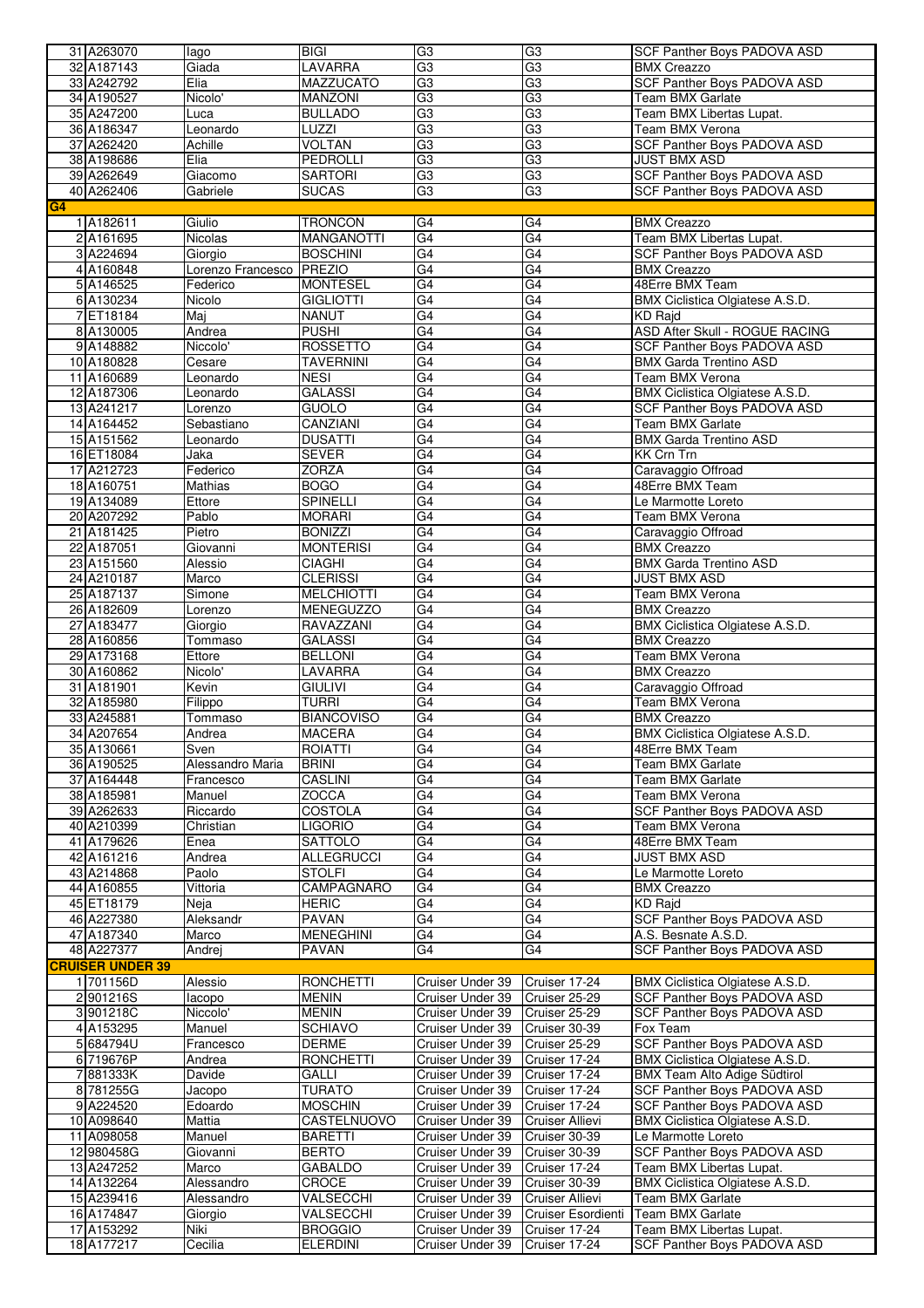| | | | | | | |
|---|---|---|---|---|---|---|
| 31 | A263070 | Iago | BIGI | G3 | G3 | SCF Panther Boys PADOVA ASD |
| 32 | A187143 | Giada | LAVARRA | G3 | G3 | BMX Creazzo |
| 33 | A242792 | Elia | MAZZUCATO | G3 | G3 | SCF Panther Boys PADOVA ASD |
| 34 | A190527 | Nicolo' | MANZONI | G3 | G3 | Team BMX Garlate |
| 35 | A247200 | Luca | BULLADO | G3 | G3 | Team BMX Libertas Lupat. |
| 36 | A186347 | Leonardo | LUZZI | G3 | G3 | Team BMX Verona |
| 37 | A262420 | Achille | VOLTAN | G3 | G3 | SCF Panther Boys PADOVA ASD |
| 38 | A198686 | Elia | PEDROLLI | G3 | G3 | JUST BMX ASD |
| 39 | A262649 | Giacomo | SARTORI | G3 | G3 | SCF Panther Boys PADOVA ASD |
| 40 | A262406 | Gabriele | SUCAS | G3 | G3 | SCF Panther Boys PADOVA ASD |
| **G4** | | | | | | |
| 1 | A182611 | Giulio | TRONCON | G4 | G4 | BMX Creazzo |
| 2 | A161695 | Nicolas | MANGANOTTI | G4 | G4 | Team BMX Libertas Lupat. |
| 3 | A224694 | Giorgio | BOSCHINI | G4 | G4 | SCF Panther Boys PADOVA ASD |
| 4 | A160848 | Lorenzo Francesco | PREZIO | G4 | G4 | BMX Creazzo |
| 5 | A146525 | Federico | MONTESEL | G4 | G4 | 48Erre BMX Team |
| 6 | A130234 | Nicolo | GIGLIOTTI | G4 | G4 | BMX Ciclistica Olgiatese A.S.D. |
| 7 | ET18184 | Maj | NANUT | G4 | G4 | KD Rajd |
| 8 | A130005 | Andrea | PUSHI | G4 | G4 | ASD After Skull - ROGUE RACING |
| 9 | A148882 | Niccolo' | ROSSETTO | G4 | G4 | SCF Panther Boys PADOVA ASD |
| 10 | A180828 | Cesare | TAVERNINI | G4 | G4 | BMX Garda Trentino ASD |
| 11 | A160689 | Leonardo | NESI | G4 | G4 | Team BMX Verona |
| 12 | A187306 | Leonardo | GALASSI | G4 | G4 | BMX Ciclistica Olgiatese A.S.D. |
| 13 | A241217 | Lorenzo | GUOLO | G4 | G4 | SCF Panther Boys PADOVA ASD |
| 14 | A164452 | Sebastiano | CANZIANI | G4 | G4 | Team BMX Garlate |
| 15 | A151562 | Leonardo | DUSATTI | G4 | G4 | BMX Garda Trentino ASD |
| 16 | ET18084 | Jaka | SEVER | G4 | G4 | KK Crn Trn |
| 17 | A212723 | Federico | ZORZA | G4 | G4 | Caravaggio Offroad |
| 18 | A160751 | Mathias | BOGO | G4 | G4 | 48Erre BMX Team |
| 19 | A134089 | Ettore | SPINELLI | G4 | G4 | Le Marmotte Loreto |
| 20 | A207292 | Pablo | MORARI | G4 | G4 | Team BMX Verona |
| 21 | A181425 | Pietro | BONIZZI | G4 | G4 | Caravaggio Offroad |
| 22 | A187051 | Giovanni | MONTERISI | G4 | G4 | BMX Creazzo |
| 23 | A151560 | Alessio | CIAGHI | G4 | G4 | BMX Garda Trentino ASD |
| 24 | A210187 | Marco | CLERISSI | G4 | G4 | JUST BMX ASD |
| 25 | A187137 | Simone | MELCHIOTTI | G4 | G4 | Team BMX Verona |
| 26 | A182609 | Lorenzo | MENEGUZZO | G4 | G4 | BMX Creazzo |
| 27 | A183477 | Giorgio | RAVAZZANI | G4 | G4 | BMX Ciclistica Olgiatese A.S.D. |
| 28 | A160856 | Tommaso | GALASSI | G4 | G4 | BMX Creazzo |
| 29 | A173168 | Ettore | BELLONI | G4 | G4 | Team BMX Verona |
| 30 | A160862 | Nicolo' | LAVARRA | G4 | G4 | BMX Creazzo |
| 31 | A181901 | Kevin | GIULIVI | G4 | G4 | Caravaggio Offroad |
| 32 | A185980 | Filippo | TURRI | G4 | G4 | Team BMX Verona |
| 33 | A245881 | Tommaso | BIANCOVISO | G4 | G4 | BMX Creazzo |
| 34 | A207654 | Andrea | MACERA | G4 | G4 | BMX Ciclistica Olgiatese A.S.D. |
| 35 | A130661 | Sven | ROIATTI | G4 | G4 | 48Erre BMX Team |
| 36 | A190525 | Alessandro Maria | BRINI | G4 | G4 | Team BMX Garlate |
| 37 | A164448 | Francesco | CASLINI | G4 | G4 | Team BMX Garlate |
| 38 | A185981 | Manuel | ZOCCA | G4 | G4 | Team BMX Verona |
| 39 | A262633 | Riccardo | COSTOLA | G4 | G4 | SCF Panther Boys PADOVA ASD |
| 40 | A210399 | Christian | LIGORIO | G4 | G4 | Team BMX Verona |
| 41 | A179626 | Enea | SATTOLO | G4 | G4 | 48Erre BMX Team |
| 42 | A161216 | Andrea | ALLEGRUCCI | G4 | G4 | JUST BMX ASD |
| 43 | A214868 | Paolo | STOLFI | G4 | G4 | Le Marmotte Loreto |
| 44 | A160855 | Vittoria | CAMPAGNARO | G4 | G4 | BMX Creazzo |
| 45 | ET18179 | Neja | HERIC | G4 | G4 | KD Rajd |
| 46 | A227380 | Aleksandr | PAVAN | G4 | G4 | SCF Panther Boys PADOVA ASD |
| 47 | A187340 | Marco | MENEGHINI | G4 | G4 | A.S. Besnate A.S.D. |
| 48 | A227377 | Andrej | PAVAN | G4 | G4 | SCF Panther Boys PADOVA ASD |
| **CRUISER UNDER 39** | | | | | | |
| 1 | 701156D | Alessio | RONCHETTI | Cruiser Under 39 | Cruiser 17-24 | BMX Ciclistica Olgiatese A.S.D. |
| 2 | 901216S | Iacopo | MENIN | Cruiser Under 39 | Cruiser 25-29 | SCF Panther Boys PADOVA ASD |
| 3 | 901218C | Niccolo' | MENIN | Cruiser Under 39 | Cruiser 25-29 | SCF Panther Boys PADOVA ASD |
| 4 | A153295 | Manuel | SCHIAVO | Cruiser Under 39 | Cruiser 30-39 | Fox Team |
| 5 | 684794U | Francesco | DERME | Cruiser Under 39 | Cruiser 25-29 | SCF Panther Boys PADOVA ASD |
| 6 | 719676P | Andrea | RONCHETTI | Cruiser Under 39 | Cruiser 17-24 | BMX Ciclistica Olgiatese A.S.D. |
| 7 | 881333K | Davide | GALLI | Cruiser Under 39 | Cruiser 17-24 | BMX Team Alto Adige Südtirol |
| 8 | 781255G | Jacopo | TURATO | Cruiser Under 39 | Cruiser 17-24 | SCF Panther Boys PADOVA ASD |
| 9 | A224520 | Edoardo | MOSCHIN | Cruiser Under 39 | Cruiser 17-24 | SCF Panther Boys PADOVA ASD |
| 10 | A098640 | Mattia | CASTELNUOVO | Cruiser Under 39 | Cruiser Allievi | BMX Ciclistica Olgiatese A.S.D. |
| 11 | A098058 | Manuel | BARETTI | Cruiser Under 39 | Cruiser 30-39 | Le Marmotte Loreto |
| 12 | 980458G | Giovanni | BERTO | Cruiser Under 39 | Cruiser 30-39 | SCF Panther Boys PADOVA ASD |
| 13 | A247252 | Marco | GABALDO | Cruiser Under 39 | Cruiser 17-24 | Team BMX Libertas Lupat. |
| 14 | A132264 | Alessandro | CROCE | Cruiser Under 39 | Cruiser 30-39 | BMX Ciclistica Olgiatese A.S.D. |
| 15 | A239416 | Alessandro | VALSECCHI | Cruiser Under 39 | Cruiser Allievi | Team BMX Garlate |
| 16 | A174847 | Giorgio | VALSECCHI | Cruiser Under 39 | Cruiser Esordienti | Team BMX Garlate |
| 17 | A153292 | Niki | BROGGIO | Cruiser Under 39 | Cruiser 17-24 | Team BMX Libertas Lupat. |
| 18 | A177217 | Cecilia | ELERDINI | Cruiser Under 39 | Cruiser 17-24 | SCF Panther Boys PADOVA ASD |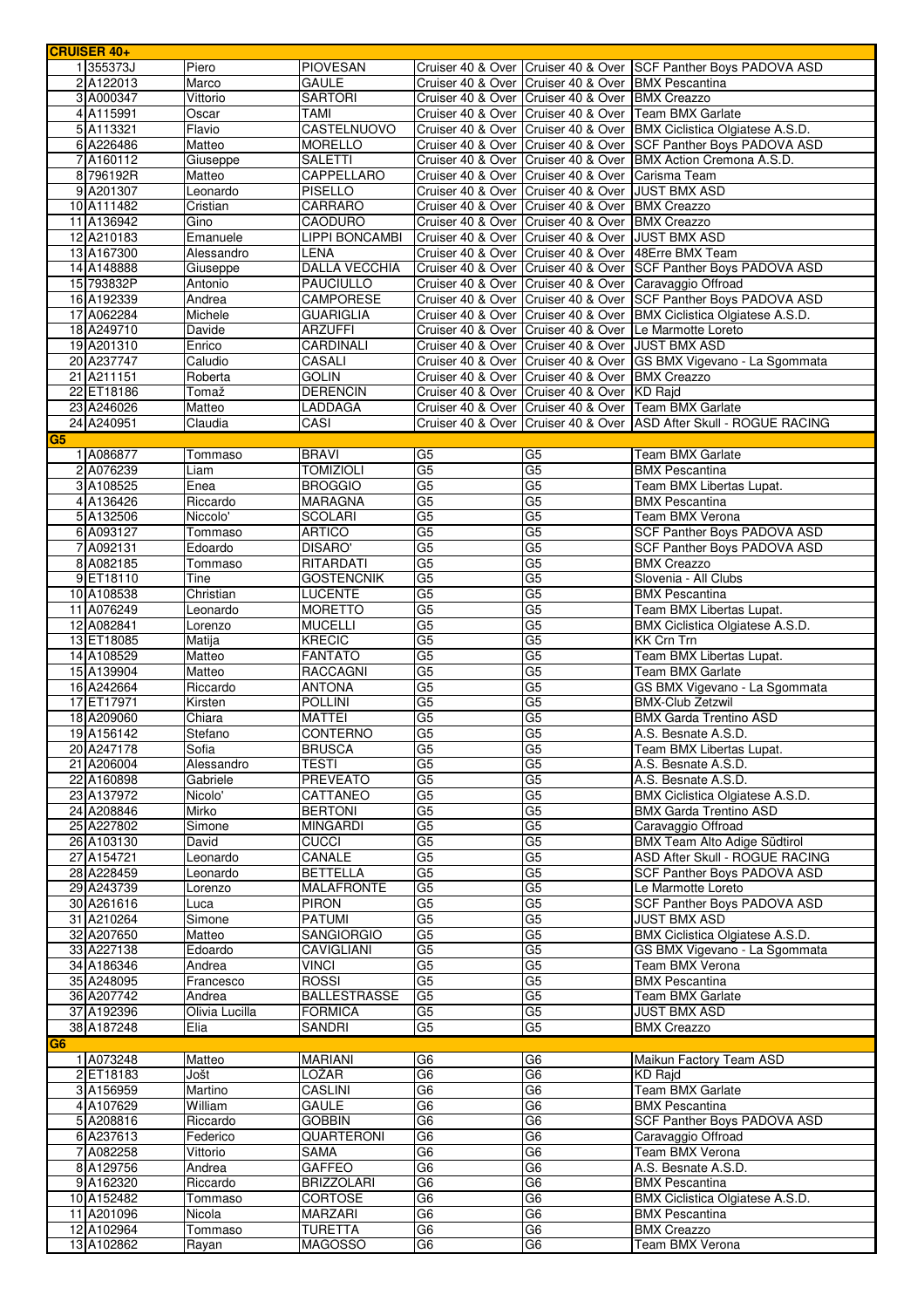## CRUISER 40+

| | | | | | | |
|---|---|---|---|---|---|---|
| 1 | 355373J | Piero | PIOVESAN | Cruiser 40 & Over | Cruiser 40 & Over | SCF Panther Boys PADOVA ASD |
| 2 | A122013 | Marco | GAULE | Cruiser 40 & Over | Cruiser 40 & Over | BMX Pescantina |
| 3 | A000347 | Vittorio | SARTORI | Cruiser 40 & Over | Cruiser 40 & Over | BMX Creazzo |
| 4 | A115991 | Oscar | TAMI | Cruiser 40 & Over | Cruiser 40 & Over | Team BMX Garlate |
| 5 | A113321 | Flavio | CASTELNUOVO | Cruiser 40 & Over | Cruiser 40 & Over | BMX Ciclistica Olgiatese A.S.D. |
| 6 | A226486 | Matteo | MORELLO | Cruiser 40 & Over | Cruiser 40 & Over | SCF Panther Boys PADOVA ASD |
| 7 | A160112 | Giuseppe | SALETTI | Cruiser 40 & Over | Cruiser 40 & Over | BMX Action Cremona A.S.D. |
| 8 | 796192R | Matteo | CAPPELLARO | Cruiser 40 & Over | Cruiser 40 & Over | Carisma Team |
| 9 | A201307 | Leonardo | PISELLO | Cruiser 40 & Over | Cruiser 40 & Over | JUST BMX ASD |
| 10 | A111482 | Cristian | CARRARO | Cruiser 40 & Over | Cruiser 40 & Over | BMX Creazzo |
| 11 | A136942 | Gino | CAODURO | Cruiser 40 & Over | Cruiser 40 & Over | BMX Creazzo |
| 12 | A210183 | Emanuele | LIPPI BONCAMBI | Cruiser 40 & Over | Cruiser 40 & Over | JUST BMX ASD |
| 13 | A167300 | Alessandro | LENA | Cruiser 40 & Over | Cruiser 40 & Over | 48Erre BMX Team |
| 14 | A148888 | Giuseppe | DALLA VECCHIA | Cruiser 40 & Over | Cruiser 40 & Over | SCF Panther Boys PADOVA ASD |
| 15 | 793832P | Antonio | PAUCIULLO | Cruiser 40 & Over | Cruiser 40 & Over | Caravaggio Offroad |
| 16 | A192339 | Andrea | CAMPORESE | Cruiser 40 & Over | Cruiser 40 & Over | SCF Panther Boys PADOVA ASD |
| 17 | A062284 | Michele | GUARIGLIA | Cruiser 40 & Over | Cruiser 40 & Over | BMX Ciclistica Olgiatese A.S.D. |
| 18 | A249710 | Davide | ARZUFFI | Cruiser 40 & Over | Cruiser 40 & Over | Le Marmotte Loreto |
| 19 | A201310 | Enrico | CARDINALI | Cruiser 40 & Over | Cruiser 40 & Over | JUST BMX ASD |
| 20 | A237747 | Caludio | CASALI | Cruiser 40 & Over | Cruiser 40 & Over | GS BMX Vigevano - La Sgommata |
| 21 | A211151 | Roberta | GOLIN | Cruiser 40 & Over | Cruiser 40 & Over | BMX Creazzo |
| 22 | ET18186 | Tomaž | DERENCIN | Cruiser 40 & Over | Cruiser 40 & Over | KD Rajd |
| 23 | A246026 | Matteo | LADDAGA | Cruiser 40 & Over | Cruiser 40 & Over | Team BMX Garlate |
| 24 | A240951 | Claudia | CASI | Cruiser 40 & Over | Cruiser 40 & Over | ASD After Skull - ROGUE RACING |

## G5

| | | | | | | |
|---|---|---|---|---|---|---|
| 1 | A086877 | Tommaso | BRAVI | G5 | G5 | Team BMX Garlate |
| 2 | A076239 | Liam | TOMIZIOLI | G5 | G5 | BMX Pescantina |
| 3 | A108525 | Enea | BROGGIO | G5 | G5 | Team BMX Libertas Lupat. |
| 4 | A136426 | Riccardo | MARAGNA | G5 | G5 | BMX Pescantina |
| 5 | A132506 | Niccolo' | SCOLARI | G5 | G5 | Team BMX Verona |
| 6 | A093127 | Tommaso | ARTICO | G5 | G5 | SCF Panther Boys PADOVA ASD |
| 7 | A092131 | Edoardo | DISARO' | G5 | G5 | SCF Panther Boys PADOVA ASD |
| 8 | A082185 | Tommaso | RITARDATI | G5 | G5 | BMX Creazzo |
| 9 | ET18110 | Tine | GOSTENCNIK | G5 | G5 | Slovenia - All Clubs |
| 10 | A108538 | Christian | LUCENTE | G5 | G5 | BMX Pescantina |
| 11 | A076249 | Leonardo | MORETTO | G5 | G5 | Team BMX Libertas Lupat. |
| 12 | A082841 | Lorenzo | MUCELLI | G5 | G5 | BMX Ciclistica Olgiatese A.S.D. |
| 13 | ET18085 | Matija | KRECIC | G5 | G5 | KK Crn Trn |
| 14 | A108529 | Matteo | FANTATO | G5 | G5 | Team BMX Libertas Lupat. |
| 15 | A139904 | Matteo | RACCAGNI | G5 | G5 | Team BMX Garlate |
| 16 | A242664 | Riccardo | ANTONA | G5 | G5 | GS BMX Vigevano - La Sgommata |
| 17 | ET17971 | Kirsten | POLLINI | G5 | G5 | BMX-Club Zetzwil |
| 18 | A209060 | Chiara | MATTEI | G5 | G5 | BMX Garda Trentino ASD |
| 19 | A156142 | Stefano | CONTERNO | G5 | G5 | A.S. Besnate A.S.D. |
| 20 | A247178 | Sofia | BRUSCA | G5 | G5 | Team BMX Libertas Lupat. |
| 21 | A206004 | Alessandro | TESTI | G5 | G5 | A.S. Besnate A.S.D. |
| 22 | A160898 | Gabriele | PREVEATO | G5 | G5 | A.S. Besnate A.S.D. |
| 23 | A137972 | Nicolo' | CATTANEO | G5 | G5 | BMX Ciclistica Olgiatese A.S.D. |
| 24 | A208846 | Mirko | BERTONI | G5 | G5 | BMX Garda Trentino ASD |
| 25 | A227802 | Simone | MINGARDI | G5 | G5 | Caravaggio Offroad |
| 26 | A103130 | David | CUCCI | G5 | G5 | BMX Team Alto Adige Südtirol |
| 27 | A154721 | Leonardo | CANALE | G5 | G5 | ASD After Skull - ROGUE RACING |
| 28 | A228459 | Leonardo | BETTELLA | G5 | G5 | SCF Panther Boys PADOVA ASD |
| 29 | A243739 | Lorenzo | MALAFRONTE | G5 | G5 | Le Marmotte Loreto |
| 30 | A261616 | Luca | PIRON | G5 | G5 | SCF Panther Boys PADOVA ASD |
| 31 | A210264 | Simone | PATUMI | G5 | G5 | JUST BMX ASD |
| 32 | A207650 | Matteo | SANGIORGIO | G5 | G5 | BMX Ciclistica Olgiatese A.S.D. |
| 33 | A227138 | Edoardo | CAVIGLIANI | G5 | G5 | GS BMX Vigevano - La Sgommata |
| 34 | A186346 | Andrea | VINCI | G5 | G5 | Team BMX Verona |
| 35 | A248095 | Francesco | ROSSI | G5 | G5 | BMX Pescantina |
| 36 | A207742 | Andrea | BALLESTRASSE | G5 | G5 | Team BMX Garlate |
| 37 | A192396 | Olivia Lucilla | FORMICA | G5 | G5 | JUST BMX ASD |
| 38 | A187248 | Elia | SANDRI | G5 | G5 | BMX Creazzo |

## G6

| | | | | | | |
|---|---|---|---|---|---|---|
| 1 | A073248 | Matteo | MARIANI | G6 | G6 | Maikun Factory Team ASD |
| 2 | ET18183 | Jošt | LOŽAR | G6 | G6 | KD Rajd |
| 3 | A156959 | Martino | CASLINI | G6 | G6 | Team BMX Garlate |
| 4 | A107629 | William | GAULE | G6 | G6 | BMX Pescantina |
| 5 | A208816 | Riccardo | GOBBIN | G6 | G6 | SCF Panther Boys PADOVA ASD |
| 6 | A237613 | Federico | QUARTERONI | G6 | G6 | Caravaggio Offroad |
| 7 | A082258 | Vittorio | SAMA | G6 | G6 | Team BMX Verona |
| 8 | A129756 | Andrea | GAFFEO | G6 | G6 | A.S. Besnate A.S.D. |
| 9 | A162320 | Riccardo | BRIZZOLARI | G6 | G6 | BMX Pescantina |
| 10 | A152482 | Tommaso | CORTOSE | G6 | G6 | BMX Ciclistica Olgiatese A.S.D. |
| 11 | A201096 | Nicola | MARZARI | G6 | G6 | BMX Pescantina |
| 12 | A102964 | Tommaso | TURETTA | G6 | G6 | BMX Creazzo |
| 13 | A102862 | Rayan | MAGOSSO | G6 | G6 | Team BMX Verona |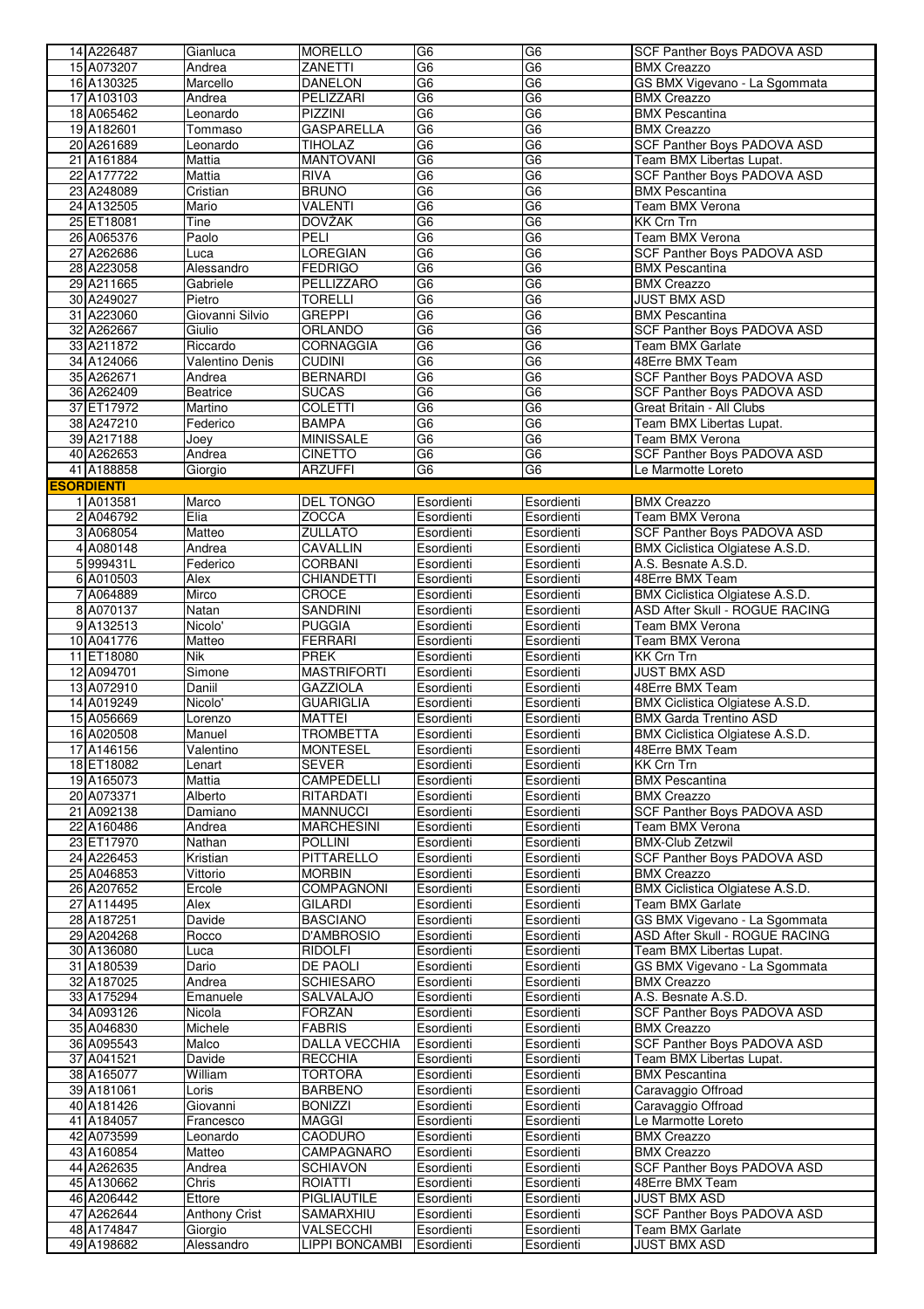| | | | | | | |
|---|---|---|---|---|---|---|
| 14 | A226487 | Gianluca | MORELLO | G6 | G6 | SCF Panther Boys PADOVA ASD |
| 15 | A073207 | Andrea | ZANETTI | G6 | G6 | BMX Creazzo |
| 16 | A130325 | Marcello | DANELON | G6 | G6 | GS BMX Vigevano - La Sgommata |
| 17 | A103103 | Andrea | PELIZZARI | G6 | G6 | BMX Creazzo |
| 18 | A065462 | Leonardo | PIZZINI | G6 | G6 | BMX Pescantina |
| 19 | A182601 | Tommaso | GASPARELLA | G6 | G6 | BMX Creazzo |
| 20 | A261689 | Leonardo | TIHOLAZ | G6 | G6 | SCF Panther Boys PADOVA ASD |
| 21 | A161884 | Mattia | MANTOVANI | G6 | G6 | Team BMX Libertas Lupat. |
| 22 | A177722 | Mattia | RIVA | G6 | G6 | SCF Panther Boys PADOVA ASD |
| 23 | A248089 | Cristian | BRUNO | G6 | G6 | BMX Pescantina |
| 24 | A132505 | Mario | VALENTI | G6 | G6 | Team BMX Verona |
| 25 | ET18081 | Tine | DOVŽAK | G6 | G6 | KK Crn Trn |
| 26 | A065376 | Paolo | PELI | G6 | G6 | Team BMX Verona |
| 27 | A262686 | Luca | LOREGIAN | G6 | G6 | SCF Panther Boys PADOVA ASD |
| 28 | A223058 | Alessandro | FEDRIGO | G6 | G6 | BMX Pescantina |
| 29 | A211665 | Gabriele | PELLIZZARO | G6 | G6 | BMX Creazzo |
| 30 | A249027 | Pietro | TORELLI | G6 | G6 | JUST BMX ASD |
| 31 | A223060 | Giovanni Silvio | GREPPI | G6 | G6 | BMX Pescantina |
| 32 | A262667 | Giulio | ORLANDO | G6 | G6 | SCF Panther Boys PADOVA ASD |
| 33 | A211872 | Riccardo | CORNAGGIA | G6 | G6 | Team BMX Garlate |
| 34 | A124066 | Valentino Denis | CUDINI | G6 | G6 | 48Erre BMX Team |
| 35 | A262671 | Andrea | BERNARDI | G6 | G6 | SCF Panther Boys PADOVA ASD |
| 36 | A262409 | Beatrice | SUCAS | G6 | G6 | SCF Panther Boys PADOVA ASD |
| 37 | ET17972 | Martino | COLETTI | G6 | G6 | Great Britain - All Clubs |
| 38 | A247210 | Federico | BAMPA | G6 | G6 | Team BMX Libertas Lupat. |
| 39 | A217188 | Joey | MINISSALE | G6 | G6 | Team BMX Verona |
| 40 | A262653 | Andrea | CINETTO | G6 | G6 | SCF Panther Boys PADOVA ASD |
| 41 | A188858 | Giorgio | ARZUFFI | G6 | G6 | Le Marmotte Loreto |
| **ESORDIENTI** | | | | | | |
| 1 | A013581 | Marco | DEL TONGO | Esordienti | Esordienti | BMX Creazzo |
| 2 | A046792 | Elia | ZOCCA | Esordienti | Esordienti | Team BMX Verona |
| 3 | A068054 | Matteo | ZULLATO | Esordienti | Esordienti | SCF Panther Boys PADOVA ASD |
| 4 | A080148 | Andrea | CAVALLIN | Esordienti | Esordienti | BMX Ciclistica Olgiatese A.S.D. |
| 5 | 999431L | Federico | CORBANI | Esordienti | Esordienti | A.S. Besnate A.S.D. |
| 6 | A010503 | Alex | CHIANDETTI | Esordienti | Esordienti | 48Erre BMX Team |
| 7 | A064889 | Mirco | CROCE | Esordienti | Esordienti | BMX Ciclistica Olgiatese A.S.D. |
| 8 | A070137 | Natan | SANDRINI | Esordienti | Esordienti | ASD After Skull - ROGUE RACING |
| 9 | A132513 | Nicolo' | PUGGIA | Esordienti | Esordienti | Team BMX Verona |
| 10 | A041776 | Matteo | FERRARI | Esordienti | Esordienti | Team BMX Verona |
| 11 | ET18080 | Nik | PREK | Esordienti | Esordienti | KK Crn Trn |
| 12 | A094701 | Simone | MASTRIFORTI | Esordienti | Esordienti | JUST BMX ASD |
| 13 | A072910 | Daniil | GAZZIOLA | Esordienti | Esordienti | 48Erre BMX Team |
| 14 | A019249 | Nicolo' | GUARIGLIA | Esordienti | Esordienti | BMX Ciclistica Olgiatese A.S.D. |
| 15 | A056669 | Lorenzo | MATTEI | Esordienti | Esordienti | BMX Garda Trentino ASD |
| 16 | A020508 | Manuel | TROMBETTA | Esordienti | Esordienti | BMX Ciclistica Olgiatese A.S.D. |
| 17 | A146156 | Valentino | MONTESEL | Esordienti | Esordienti | 48Erre BMX Team |
| 18 | ET18082 | Lenart | SEVER | Esordienti | Esordienti | KK Crn Trn |
| 19 | A165073 | Mattia | CAMPEDELLI | Esordienti | Esordienti | BMX Pescantina |
| 20 | A073371 | Alberto | RITARDATI | Esordienti | Esordienti | BMX Creazzo |
| 21 | A092138 | Damiano | MANNUCCI | Esordienti | Esordienti | SCF Panther Boys PADOVA ASD |
| 22 | A160486 | Andrea | MARCHESINI | Esordienti | Esordienti | Team BMX Verona |
| 23 | ET17970 | Nathan | POLLINI | Esordienti | Esordienti | BMX-Club Zetzwil |
| 24 | A226453 | Kristian | PITTARELLO | Esordienti | Esordienti | SCF Panther Boys PADOVA ASD |
| 25 | A046853 | Vittorio | MORBIN | Esordienti | Esordienti | BMX Creazzo |
| 26 | A207652 | Ercole | COMPAGNONI | Esordienti | Esordienti | BMX Ciclistica Olgiatese A.S.D. |
| 27 | A114495 | Alex | GILARDI | Esordienti | Esordienti | Team BMX Garlate |
| 28 | A187251 | Davide | BASCIANO | Esordienti | Esordienti | GS BMX Vigevano - La Sgommata |
| 29 | A204268 | Rocco | D'AMBROSIO | Esordienti | Esordienti | ASD After Skull - ROGUE RACING |
| 30 | A136080 | Luca | RIDOLFI | Esordienti | Esordienti | Team BMX Libertas Lupat. |
| 31 | A180539 | Dario | DE PAOLI | Esordienti | Esordienti | GS BMX Vigevano - La Sgommata |
| 32 | A187025 | Andrea | SCHIESARO | Esordienti | Esordienti | BMX Creazzo |
| 33 | A175294 | Emanuele | SALVALAJO | Esordienti | Esordienti | A.S. Besnate A.S.D. |
| 34 | A093126 | Nicola | FORZAN | Esordienti | Esordienti | SCF Panther Boys PADOVA ASD |
| 35 | A046830 | Michele | FABRIS | Esordienti | Esordienti | BMX Creazzo |
| 36 | A095543 | Malco | DALLA VECCHIA | Esordienti | Esordienti | SCF Panther Boys PADOVA ASD |
| 37 | A041521 | Davide | RECCHIA | Esordienti | Esordienti | Team BMX Libertas Lupat. |
| 38 | A165077 | William | TORTORA | Esordienti | Esordienti | BMX Pescantina |
| 39 | A181061 | Loris | BARBENO | Esordienti | Esordienti | Caravaggio Offroad |
| 40 | A181426 | Giovanni | BONIZZI | Esordienti | Esordienti | Caravaggio Offroad |
| 41 | A184057 | Francesco | MAGGI | Esordienti | Esordienti | Le Marmotte Loreto |
| 42 | A073599 | Leonardo | CAODURO | Esordienti | Esordienti | BMX Creazzo |
| 43 | A160854 | Matteo | CAMPAGNARO | Esordienti | Esordienti | BMX Creazzo |
| 44 | A262635 | Andrea | SCHIAVON | Esordienti | Esordienti | SCF Panther Boys PADOVA ASD |
| 45 | A130662 | Chris | ROIATTI | Esordienti | Esordienti | 48Erre BMX Team |
| 46 | A206442 | Ettore | PIGLIAUTILE | Esordienti | Esordienti | JUST BMX ASD |
| 47 | A262644 | Anthony Crist | SAMARXHIU | Esordienti | Esordienti | SCF Panther Boys PADOVA ASD |
| 48 | A174847 | Giorgio | VALSECCHI | Esordienti | Esordienti | Team BMX Garlate |
| 49 | A198682 | Alessandro | LIPPI BONCAMBI | Esordienti | Esordienti | JUST BMX ASD |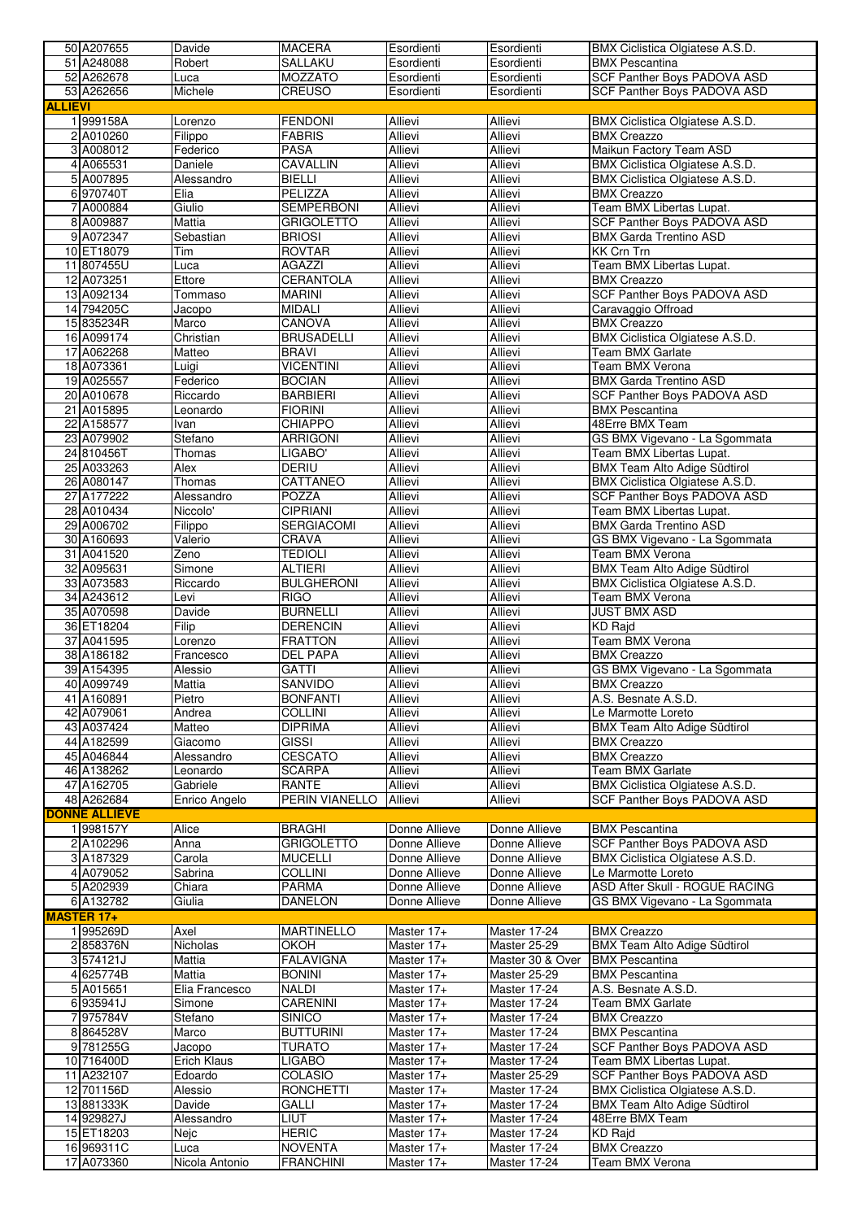| | | | | | | |
|---|---|---|---|---|---|---|
| 50 | A207655 | Davide | MACERA | Esordienti | Esordienti | BMX Ciclistica Olgiatese A.S.D. |
| 51 | A248088 | Robert | SALLAKU | Esordienti | Esordienti | BMX Pescantina |
| 52 | A262678 | Luca | MOZZATO | Esordienti | Esordienti | SCF Panther Boys PADOVA ASD |
| 53 | A262656 | Michele | CREUSO | Esordienti | Esordienti | SCF Panther Boys PADOVA ASD |
| **ALLIEVI** | | | | | | |
| 1 | 999158A | Lorenzo | FENDONI | Allievi | Allievi | BMX Ciclistica Olgiatese A.S.D. |
| 2 | A010260 | Filippo | FABRIS | Allievi | Allievi | BMX Creazzo |
| 3 | A008012 | Federico | PASA | Allievi | Allievi | Maikun Factory Team ASD |
| 4 | A065531 | Daniele | CAVALLIN | Allievi | Allievi | BMX Ciclistica Olgiatese A.S.D. |
| 5 | A007895 | Alessandro | BIELLI | Allievi | Allievi | BMX Ciclistica Olgiatese A.S.D. |
| 6 | 970740T | Elia | PELIZZA | Allievi | Allievi | BMX Creazzo |
| 7 | A000884 | Giulio | SEMPERBONI | Allievi | Allievi | Team BMX Libertas Lupat. |
| 8 | A009887 | Mattia | GRIGOLETTO | Allievi | Allievi | SCF Panther Boys PADOVA ASD |
| 9 | A072347 | Sebastian | BRIOSI | Allievi | Allievi | BMX Garda Trentino ASD |
| 10 | ET18079 | Tim | ROVTAR | Allievi | Allievi | KK Crn Trn |
| 11 | 807455U | Luca | AGAZZI | Allievi | Allievi | Team BMX Libertas Lupat. |
| 12 | A073251 | Ettore | CERANTOLA | Allievi | Allievi | BMX Creazzo |
| 13 | A092134 | Tommaso | MARINI | Allievi | Allievi | SCF Panther Boys PADOVA ASD |
| 14 | 794205C | Jacopo | MIDALI | Allievi | Allievi | Caravaggio Offroad |
| 15 | 835234R | Marco | CANOVA | Allievi | Allievi | BMX Creazzo |
| 16 | A099174 | Christian | BRUSADELLI | Allievi | Allievi | BMX Ciclistica Olgiatese A.S.D. |
| 17 | A062268 | Matteo | BRAVI | Allievi | Allievi | Team BMX Garlate |
| 18 | A073361 | Luigi | VICENTINI | Allievi | Allievi | Team BMX Verona |
| 19 | A025557 | Federico | BOCIAN | Allievi | Allievi | BMX Garda Trentino ASD |
| 20 | A010678 | Riccardo | BARBIERI | Allievi | Allievi | SCF Panther Boys PADOVA ASD |
| 21 | A015895 | Leonardo | FIORINI | Allievi | Allievi | BMX Pescantina |
| 22 | A158577 | Ivan | CHIAPPO | Allievi | Allievi | 48Erre BMX Team |
| 23 | A079902 | Stefano | ARRIGONI | Allievi | Allievi | GS BMX Vigevano - La Sgommata |
| 24 | 810456T | Thomas | LIGABO' | Allievi | Allievi | Team BMX Libertas Lupat. |
| 25 | A033263 | Alex | DERIU | Allievi | Allievi | BMX Team Alto Adige Südtirol |
| 26 | A080147 | Thomas | CATTANEO | Allievi | Allievi | BMX Ciclistica Olgiatese A.S.D. |
| 27 | A177222 | Alessandro | POZZA | Allievi | Allievi | SCF Panther Boys PADOVA ASD |
| 28 | A010434 | Niccolo' | CIPRIANI | Allievi | Allievi | Team BMX Libertas Lupat. |
| 29 | A006702 | Filippo | SERGIACOMI | Allievi | Allievi | BMX Garda Trentino ASD |
| 30 | A160693 | Valerio | CRAVA | Allievi | Allievi | GS BMX Vigevano - La Sgommata |
| 31 | A041520 | Zeno | TEDIOLI | Allievi | Allievi | Team BMX Verona |
| 32 | A095631 | Simone | ALTIERI | Allievi | Allievi | BMX Team Alto Adige Südtirol |
| 33 | A073583 | Riccardo | BULGHERONI | Allievi | Allievi | BMX Ciclistica Olgiatese A.S.D. |
| 34 | A243612 | Levi | RIGO | Allievi | Allievi | Team BMX Verona |
| 35 | A070598 | Davide | BURNELLI | Allievi | Allievi | JUST BMX ASD |
| 36 | ET18204 | Filip | DERENCIN | Allievi | Allievi | KD Rajd |
| 37 | A041595 | Lorenzo | FRATTON | Allievi | Allievi | Team BMX Verona |
| 38 | A186182 | Francesco | DEL PAPA | Allievi | Allievi | BMX Creazzo |
| 39 | A154395 | Alessio | GATTI | Allievi | Allievi | GS BMX Vigevano - La Sgommata |
| 40 | A099749 | Mattia | SANVIDO | Allievi | Allievi | BMX Creazzo |
| 41 | A160891 | Pietro | BONFANTI | Allievi | Allievi | A.S. Besnate A.S.D. |
| 42 | A079061 | Andrea | COLLINI | Allievi | Allievi | Le Marmotte Loreto |
| 43 | A037424 | Matteo | DIPRIMA | Allievi | Allievi | BMX Team Alto Adige Südtirol |
| 44 | A182599 | Giacomo | GISSI | Allievi | Allievi | BMX Creazzo |
| 45 | A046844 | Alessandro | CESCATO | Allievi | Allievi | BMX Creazzo |
| 46 | A138262 | Leonardo | SCARPA | Allievi | Allievi | Team BMX Garlate |
| 47 | A162705 | Gabriele | RANTE | Allievi | Allievi | BMX Ciclistica Olgiatese A.S.D. |
| 48 | A262684 | Enrico Angelo | PERIN VIANELLO | Allievi | Allievi | SCF Panther Boys PADOVA ASD |
| **DONNE ALLIEVE** | | | | | | |
| 1 | 998157Y | Alice | BRAGHI | Donne Allieve | Donne Allieve | BMX Pescantina |
| 2 | A102296 | Anna | GRIGOLETTO | Donne Allieve | Donne Allieve | SCF Panther Boys PADOVA ASD |
| 3 | A187329 | Carola | MUCELLI | Donne Allieve | Donne Allieve | BMX Ciclistica Olgiatese A.S.D. |
| 4 | A079052 | Sabrina | COLLINI | Donne Allieve | Donne Allieve | Le Marmotte Loreto |
| 5 | A202939 | Chiara | PARMA | Donne Allieve | Donne Allieve | ASD After Skull - ROGUE RACING |
| 6 | A132782 | Giulia | DANELON | Donne Allieve | Donne Allieve | GS BMX Vigevano - La Sgommata |
| **MASTER 17+** | | | | | | |
| 1 | 995269D | Axel | MARTINELLO | Master 17+ | Master 17-24 | BMX Creazzo |
| 2 | 858376N | Nicholas | OKOH | Master 17+ | Master 25-29 | BMX Team Alto Adige Südtirol |
| 3 | 574121J | Mattia | FALAVIGNA | Master 17+ | Master 30 & Over | BMX Pescantina |
| 4 | 625774B | Mattia | BONINI | Master 17+ | Master 25-29 | BMX Pescantina |
| 5 | A015651 | Elia Francesco | NALDI | Master 17+ | Master 17-24 | A.S. Besnate A.S.D. |
| 6 | 935941J | Simone | CARENINI | Master 17+ | Master 17-24 | Team BMX Garlate |
| 7 | 975784V | Stefano | SINICO | Master 17+ | Master 17-24 | BMX Creazzo |
| 8 | 864528V | Marco | BUTTURINI | Master 17+ | Master 17-24 | BMX Pescantina |
| 9 | 781255G | Jacopo | TURATO | Master 17+ | Master 17-24 | SCF Panther Boys PADOVA ASD |
| 10 | 716400D | Erich Klaus | LIGABO | Master 17+ | Master 17-24 | Team BMX Libertas Lupat. |
| 11 | A232107 | Edoardo | COLASIO | Master 17+ | Master 25-29 | SCF Panther Boys PADOVA ASD |
| 12 | 701156D | Alessio | RONCHETTI | Master 17+ | Master 17-24 | BMX Ciclistica Olgiatese A.S.D. |
| 13 | 881333K | Davide | GALLI | Master 17+ | Master 17-24 | BMX Team Alto Adige Südtirol |
| 14 | 929827J | Alessandro | LIUT | Master 17+ | Master 17-24 | 48Erre BMX Team |
| 15 | ET18203 | Nejc | HERIC | Master 17+ | Master 17-24 | KD Rajd |
| 16 | 969311C | Luca | NOVENTA | Master 17+ | Master 17-24 | BMX Creazzo |
| 17 | A073360 | Nicola Antonio | FRANCHINI | Master 17+ | Master 17-24 | Team BMX Verona |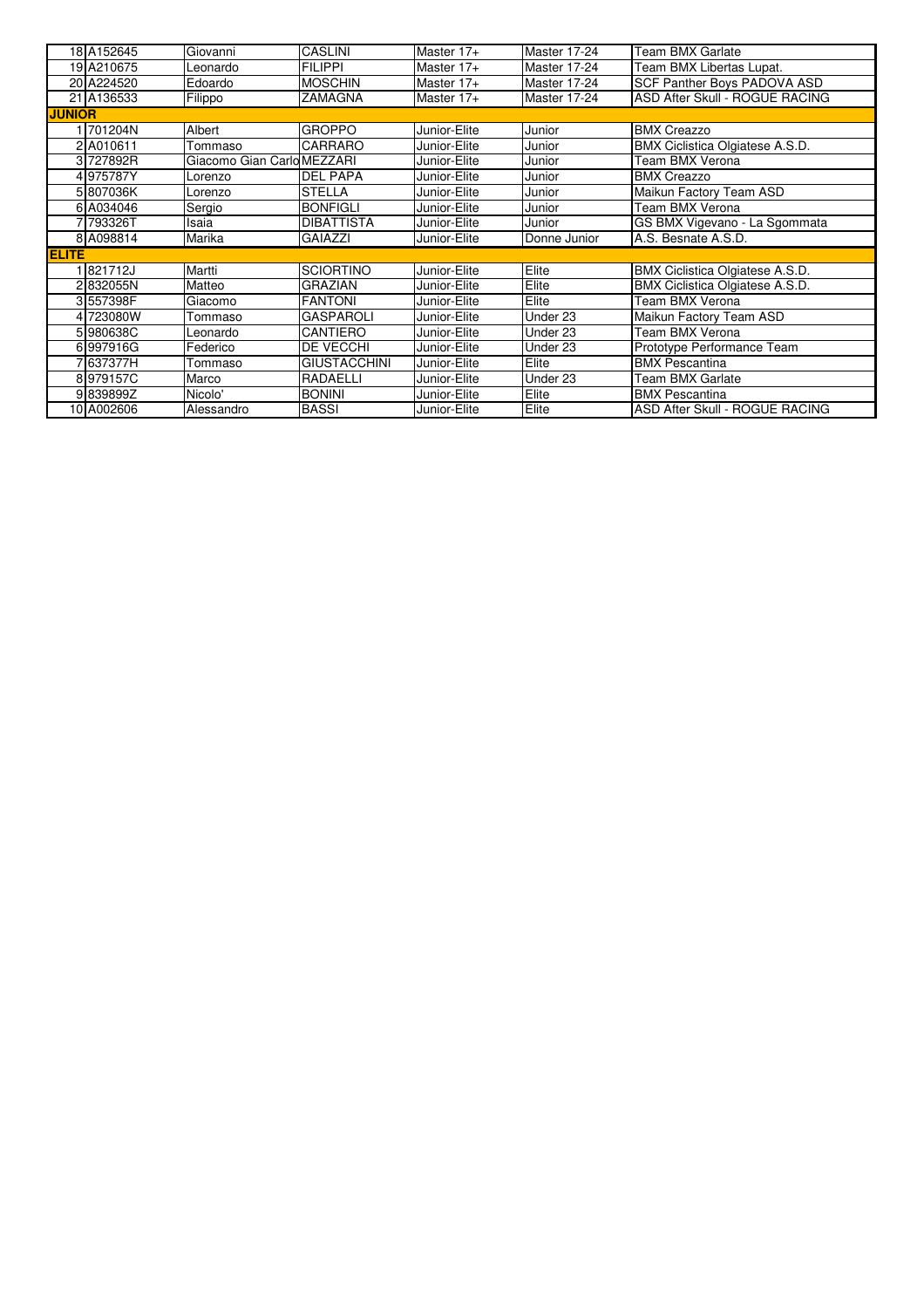| | | | | | | |
|---|---|---|---|---|---|---|
| 18 | A152645 | Giovanni | CASLINI | Master 17+ | Master 17-24 | Team BMX Garlate |
| 19 | A210675 | Leonardo | FILIPPI | Master 17+ | Master 17-24 | Team BMX Libertas Lupat. |
| 20 | A224520 | Edoardo | MOSCHIN | Master 17+ | Master 17-24 | SCF Panther Boys PADOVA ASD |
| 21 | A136533 | Filippo | ZAMAGNA | Master 17+ | Master 17-24 | ASD After Skull - ROGUE RACING |
| **JUNIOR** | | | | | | |
| 1 | 701204N | Albert | GROPPO | Junior-Elite | Junior | BMX Creazzo |
| 2 | A010611 | Tommaso | CARRARO | Junior-Elite | Junior | BMX Ciclistica Olgiatese A.S.D. |
| 3 | 727892R | Giacomo Gian Carlo | MEZZARI | Junior-Elite | Junior | Team BMX Verona |
| 4 | 975787Y | Lorenzo | DEL PAPA | Junior-Elite | Junior | BMX Creazzo |
| 5 | 807036K | Lorenzo | STELLA | Junior-Elite | Junior | Maikun Factory Team ASD |
| 6 | A034046 | Sergio | BONFIGLI | Junior-Elite | Junior | Team BMX Verona |
| 7 | 793326T | Isaia | DIBATTISTA | Junior-Elite | Junior | GS BMX Vigevano - La Sgommata |
| 8 | A098814 | Marika | GAIAZZI | Junior-Elite | Donne Junior | A.S. Besnate A.S.D. |
| **ELITE** | | | | | | |
| 1 | 821712J | Martti | SCIORTINO | Junior-Elite | Elite | BMX Ciclistica Olgiatese A.S.D. |
| 2 | 832055N | Matteo | GRAZIAN | Junior-Elite | Elite | BMX Ciclistica Olgiatese A.S.D. |
| 3 | 557398F | Giacomo | FANTONI | Junior-Elite | Elite | Team BMX Verona |
| 4 | 723080W | Tommaso | GASPAROLI | Junior-Elite | Under 23 | Maikun Factory Team ASD |
| 5 | 980638C | Leonardo | CANTIERO | Junior-Elite | Under 23 | Team BMX Verona |
| 6 | 997916G | Federico | DE VECCHI | Junior-Elite | Under 23 | Prototype Performance Team |
| 7 | 637377H | Tommaso | GIUSTACCHINI | Junior-Elite | Elite | BMX Pescantina |
| 8 | 979157C | Marco | RADAELLI | Junior-Elite | Under 23 | Team BMX Garlate |
| 9 | 839899Z | Nicolo' | BONINI | Junior-Elite | Elite | BMX Pescantina |
| 10 | A002606 | Alessandro | BASSI | Junior-Elite | Elite | ASD After Skull - ROGUE RACING |